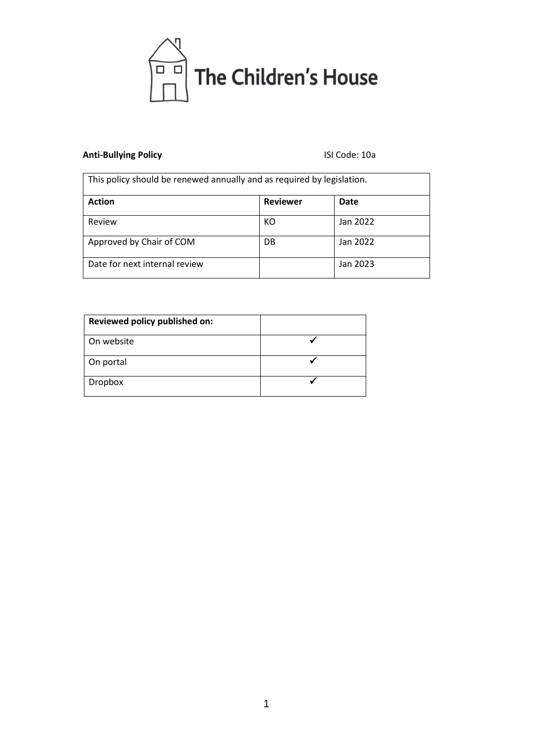# The Children's House

**Anti-Bullying Policy** ISI Code: 10a

| This policy should be renewed annually and as required by legislation. | | |
|---|---|---|
| **Action** | **Reviewer** | **Date** |
| Review | KO | Jan 2022 |
| Approved by Chair of COM | DB | Jan 2022 |
| Date for next internal review | | Jan 2023 |

| **Reviewed policy published on:** | |
|---|---|
| On website | ✓ |
| On portal | ✓ |
| Dropbox | ✓ |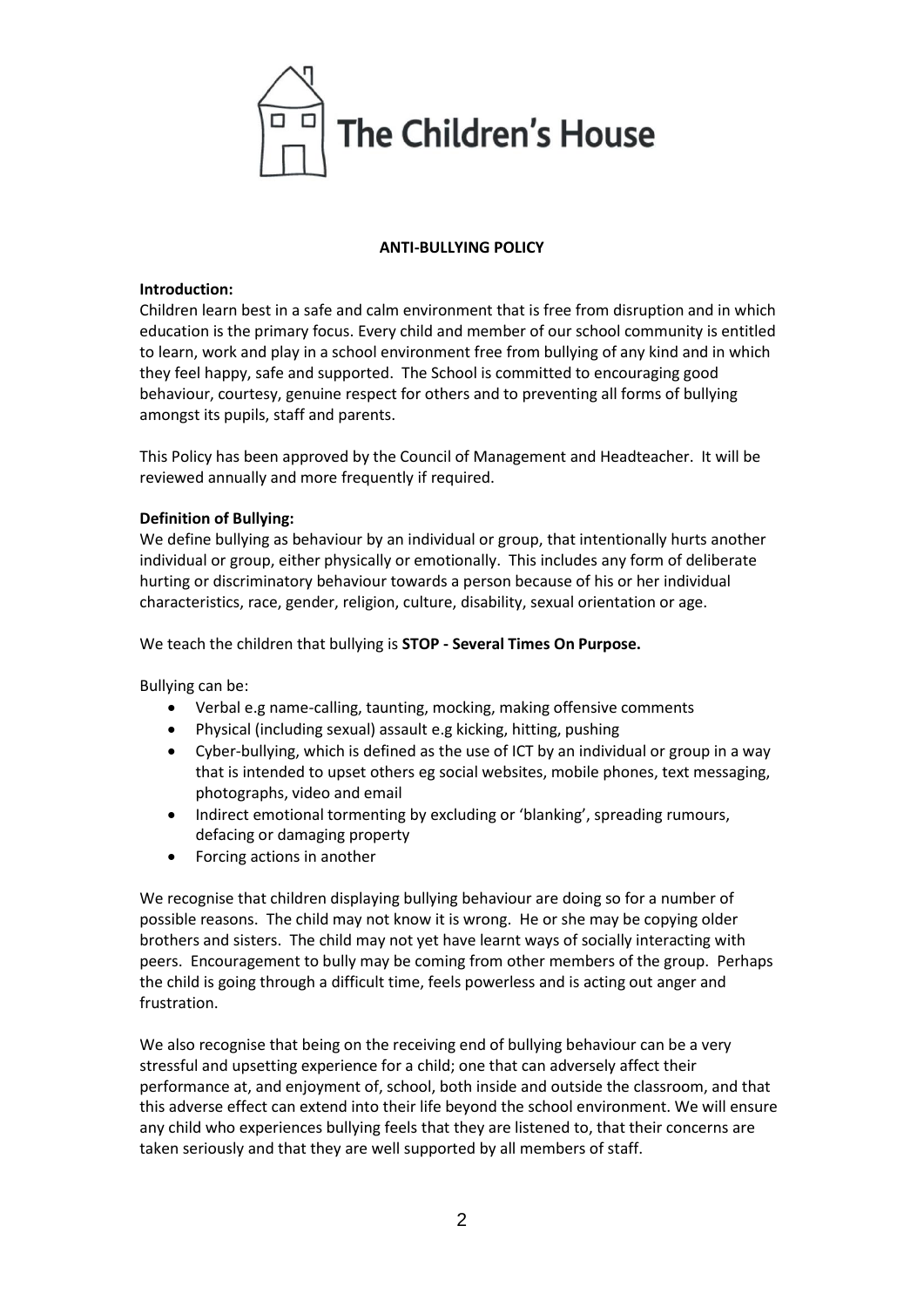The Children's House

**ANTI-BULLYING POLICY**

**Introduction:**
Children learn best in a safe and calm environment that is free from disruption and in which education is the primary focus. Every child and member of our school community is entitled to learn, work and play in a school environment free from bullying of any kind and in which they feel happy, safe and supported. The School is committed to encouraging good behaviour, courtesy, genuine respect for others and to preventing all forms of bullying amongst its pupils, staff and parents.

This Policy has been approved by the Council of Management and Headteacher. It will be reviewed annually and more frequently if required.

**Definition of Bullying:**
We define bullying as behaviour by an individual or group, that intentionally hurts another individual or group, either physically or emotionally. This includes any form of deliberate hurting or discriminatory behaviour towards a person because of his or her individual characteristics, race, gender, religion, culture, disability, sexual orientation or age.

We teach the children that bullying is **STOP - Several Times On Purpose.**

Bullying can be:

- Verbal e.g name-calling, taunting, mocking, making offensive comments
- Physical (including sexual) assault e.g kicking, hitting, pushing
- Cyber-bullying, which is defined as the use of ICT by an individual or group in a way that is intended to upset others eg social websites, mobile phones, text messaging, photographs, video and email
- Indirect emotional tormenting by excluding or 'blanking', spreading rumours, defacing or damaging property
- Forcing actions in another

We recognise that children displaying bullying behaviour are doing so for a number of possible reasons. The child may not know it is wrong. He or she may be copying older brothers and sisters. The child may not yet have learnt ways of socially interacting with peers. Encouragement to bully may be coming from other members of the group. Perhaps the child is going through a difficult time, feels powerless and is acting out anger and frustration.

We also recognise that being on the receiving end of bullying behaviour can be a very stressful and upsetting experience for a child; one that can adversely affect their performance at, and enjoyment of, school, both inside and outside the classroom, and that this adverse effect can extend into their life beyond the school environment. We will ensure any child who experiences bullying feels that they are listened to, that their concerns are taken seriously and that they are well supported by all members of staff.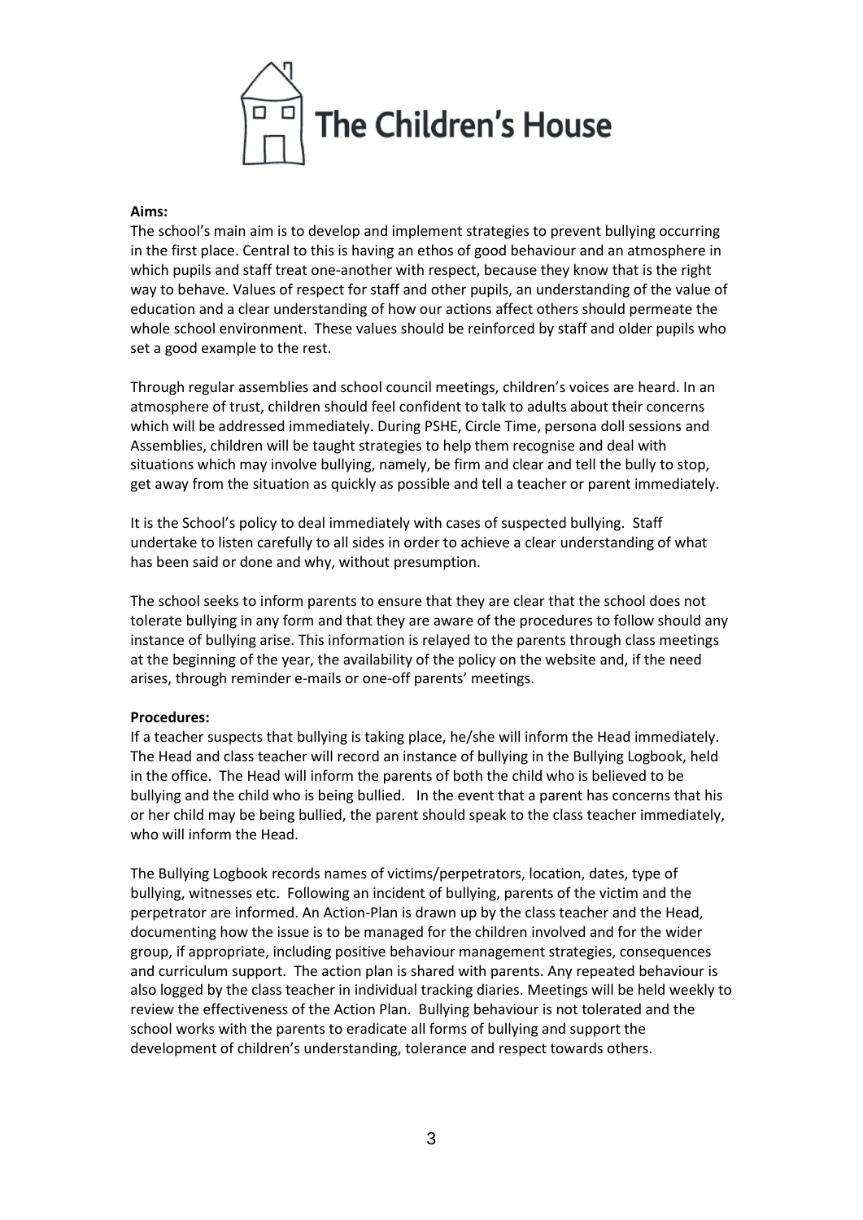# The Children's House

**Aims:**

The school's main aim is to develop and implement strategies to prevent bullying occurring in the first place. Central to this is having an ethos of good behaviour and an atmosphere in which pupils and staff treat one-another with respect, because they know that is the right way to behave. Values of respect for staff and other pupils, an understanding of the value of education and a clear understanding of how our actions affect others should permeate the whole school environment. These values should be reinforced by staff and older pupils who set a good example to the rest.

Through regular assemblies and school council meetings, children's voices are heard. In an atmosphere of trust, children should feel confident to talk to adults about their concerns which will be addressed immediately. During PSHE, Circle Time, persona doll sessions and Assemblies, children will be taught strategies to help them recognise and deal with situations which may involve bullying, namely, be firm and clear and tell the bully to stop, get away from the situation as quickly as possible and tell a teacher or parent immediately.

It is the School's policy to deal immediately with cases of suspected bullying. Staff undertake to listen carefully to all sides in order to achieve a clear understanding of what has been said or done and why, without presumption.

The school seeks to inform parents to ensure that they are clear that the school does not tolerate bullying in any form and that they are aware of the procedures to follow should any instance of bullying arise. This information is relayed to the parents through class meetings at the beginning of the year, the availability of the policy on the website and, if the need arises, through reminder e-mails or one-off parents' meetings.

**Procedures:**

If a teacher suspects that bullying is taking place, he/she will inform the Head immediately. The Head and class teacher will record an instance of bullying in the Bullying Logbook, held in the office. The Head will inform the parents of both the child who is believed to be bullying and the child who is being bullied. In the event that a parent has concerns that his or her child may be being bullied, the parent should speak to the class teacher immediately, who will inform the Head.

The Bullying Logbook records names of victims/perpetrators, location, dates, type of bullying, witnesses etc. Following an incident of bullying, parents of the victim and the perpetrator are informed. An Action-Plan is drawn up by the class teacher and the Head, documenting how the issue is to be managed for the children involved and for the wider group, if appropriate, including positive behaviour management strategies, consequences and curriculum support. The action plan is shared with parents. Any repeated behaviour is also logged by the class teacher in individual tracking diaries. Meetings will be held weekly to review the effectiveness of the Action Plan. Bullying behaviour is not tolerated and the school works with the parents to eradicate all forms of bullying and support the development of children's understanding, tolerance and respect towards others.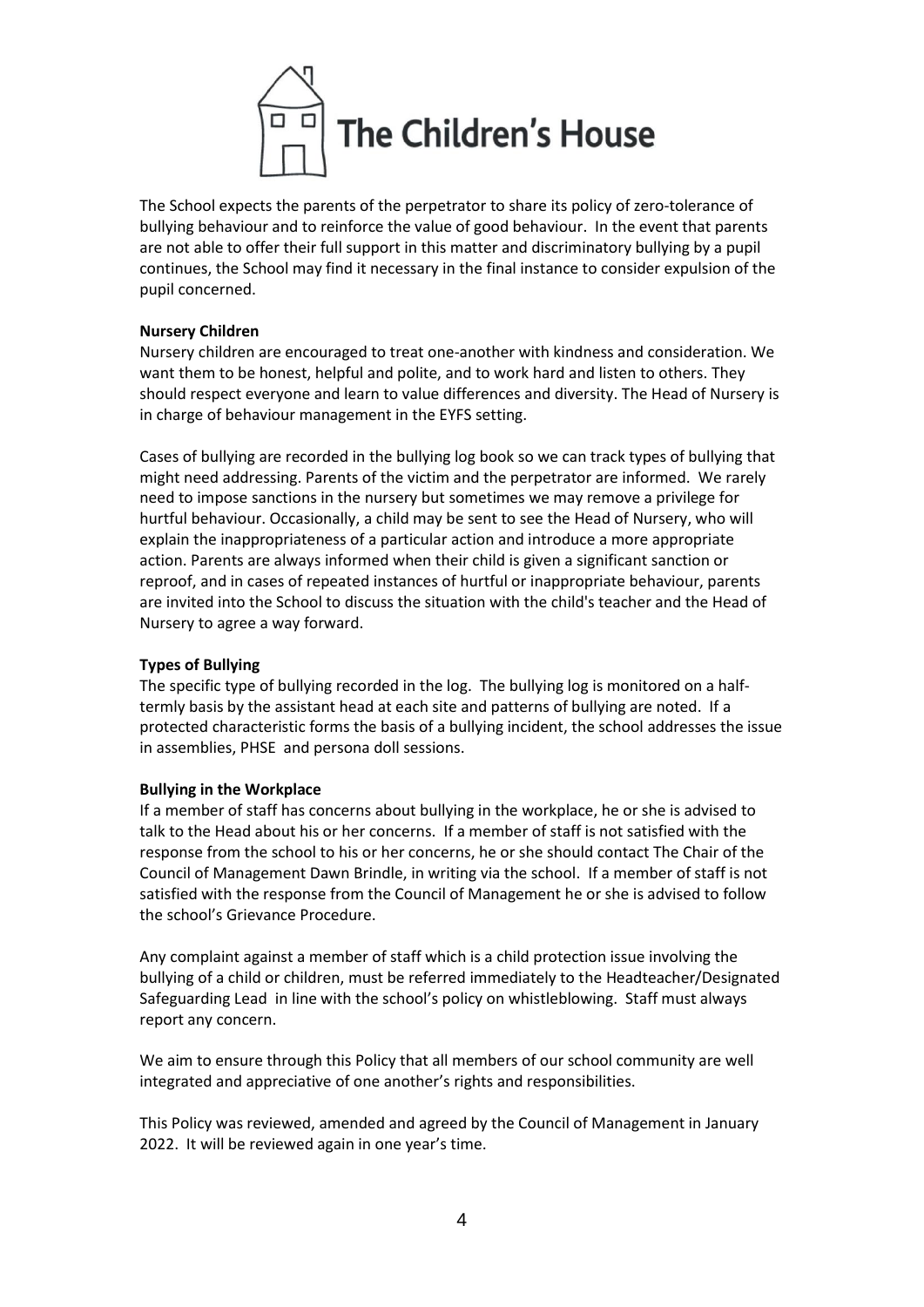The School expects the parents of the perpetrator to share its policy of zero-tolerance of bullying behaviour and to reinforce the value of good behaviour. In the event that parents are not able to offer their full support in this matter and discriminatory bullying by a pupil continues, the School may find it necessary in the final instance to consider expulsion of the pupil concerned.

**Nursery Children**

Nursery children are encouraged to treat one-another with kindness and consideration. We want them to be honest, helpful and polite, and to work hard and listen to others. They should respect everyone and learn to value differences and diversity. The Head of Nursery is in charge of behaviour management in the EYFS setting.

Cases of bullying are recorded in the bullying log book so we can track types of bullying that might need addressing. Parents of the victim and the perpetrator are informed. We rarely need to impose sanctions in the nursery but sometimes we may remove a privilege for hurtful behaviour. Occasionally, a child may be sent to see the Head of Nursery, who will explain the inappropriateness of a particular action and introduce a more appropriate action. Parents are always informed when their child is given a significant sanction or reproof, and in cases of repeated instances of hurtful or inappropriate behaviour, parents are invited into the School to discuss the situation with the child's teacher and the Head of Nursery to agree a way forward.

**Types of Bullying**

The specific type of bullying recorded in the log. The bullying log is monitored on a half-termly basis by the assistant head at each site and patterns of bullying are noted. If a protected characteristic forms the basis of a bullying incident, the school addresses the issue in assemblies, PHSE and persona doll sessions.

**Bullying in the Workplace**

If a member of staff has concerns about bullying in the workplace, he or she is advised to talk to the Head about his or her concerns. If a member of staff is not satisfied with the response from the school to his or her concerns, he or she should contact The Chair of the Council of Management Dawn Brindle, in writing via the school. If a member of staff is not satisfied with the response from the Council of Management he or she is advised to follow the school's Grievance Procedure.

Any complaint against a member of staff which is a child protection issue involving the bullying of a child or children, must be referred immediately to the Headteacher/Designated Safeguarding Lead in line with the school's policy on whistleblowing. Staff must always report any concern.

We aim to ensure through this Policy that all members of our school community are well integrated and appreciative of one another's rights and responsibilities.

This Policy was reviewed, amended and agreed by the Council of Management in January 2022. It will be reviewed again in one year's time.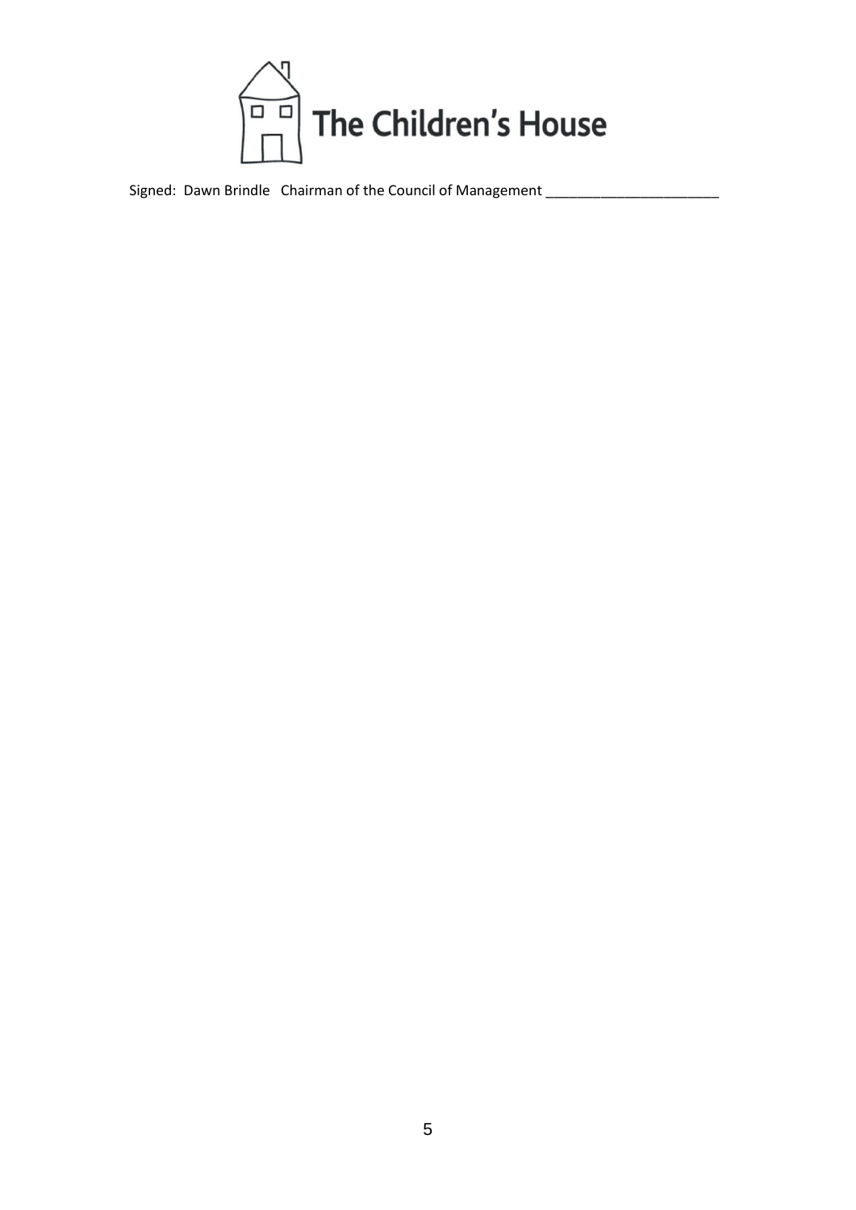The Children's House

Signed: Dawn Brindle Chairman of the Council of Management ______________________